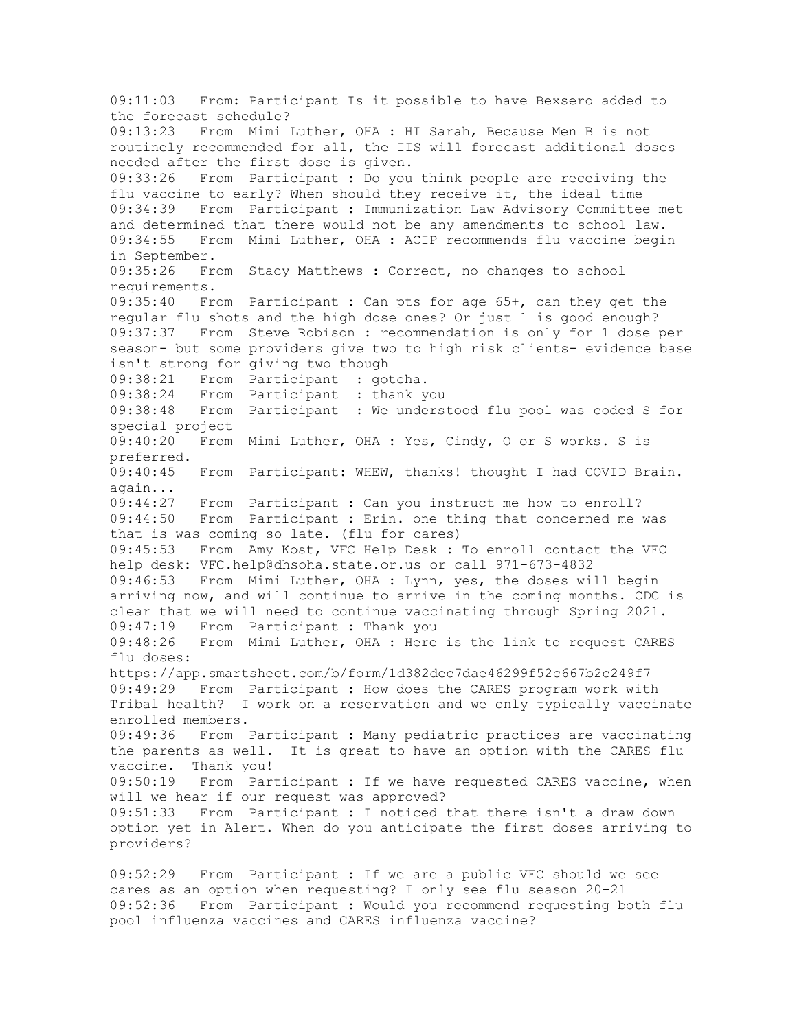09:11:03 From: Participant Is it possible to have Bexsero added to the forecast schedule?

09:13:23 From Mimi Luther, OHA : HI Sarah, Because Men B is not routinely recommended for all, the IIS will forecast additional doses needed after the first dose is given.

09:33:26 From Participant : Do you think people are receiving the flu vaccine to early? When should they receive it, the ideal time

09:34:39 From Participant : Immunization Law Advisory Committee met and determined that there would not be any amendments to school law.

09:34:55 From Mimi Luther, OHA : ACIP recommends flu vaccine begin in September.

09:35:26 From Stacy Matthews : Correct, no changes to school requirements.

09:35:40 From Participant : Can pts for age 65+, can they get the regular flu shots and the high dose ones? Or just 1 is good enough?

09:37:37 From Steve Robison : recommendation is only for 1 dose per season- but some providers give two to high risk clients- evidence base isn't strong for giving two though

09:38:21 From Participant : gotcha.

09:38:24 From Participant : thank you

09:38:48 From Participant : We understood flu pool was coded S for special project

09:40:20 From Mimi Luther, OHA : Yes, Cindy, O or S works. S is preferred.

09:40:45 From Participant: WHEW, thanks! thought I had COVID Brain. again...

09:44:27 From Participant : Can you instruct me how to enroll?

09:44:50 From Participant : Erin. one thing that concerned me was that is was coming so late. (flu for cares)

09:45:53 From Amy Kost, VFC Help Desk : To enroll contact the VFC help desk: VFC.help@dhsoha.state.or.us or call 971-673-4832

09:46:53 From Mimi Luther, OHA : Lynn, yes, the doses will begin arriving now, and will continue to arrive in the coming months. CDC is clear that we will need to continue vaccinating through Spring 2021.

09:47:19 From Participant : Thank you

09:48:26 From Mimi Luther, OHA : Here is the link to request CARES flu doses:
https://app.smartsheet.com/b/form/1d382dec7dae46299f52c667b2c249f7

09:49:29 From Participant : How does the CARES program work with Tribal health? I work on a reservation and we only typically vaccinate enrolled members.

09:49:36 From Participant : Many pediatric practices are vaccinating the parents as well. It is great to have an option with the CARES flu vaccine. Thank you!

09:50:19 From Participant : If we have requested CARES vaccine, when will we hear if our request was approved?

09:51:33 From Participant : I noticed that there isn't a draw down option yet in Alert. When do you anticipate the first doses arriving to providers?

09:52:29 From Participant : If we are a public VFC should we see cares as an option when requesting? I only see flu season 20-21

09:52:36 From Participant : Would you recommend requesting both flu pool influenza vaccines and CARES influenza vaccine?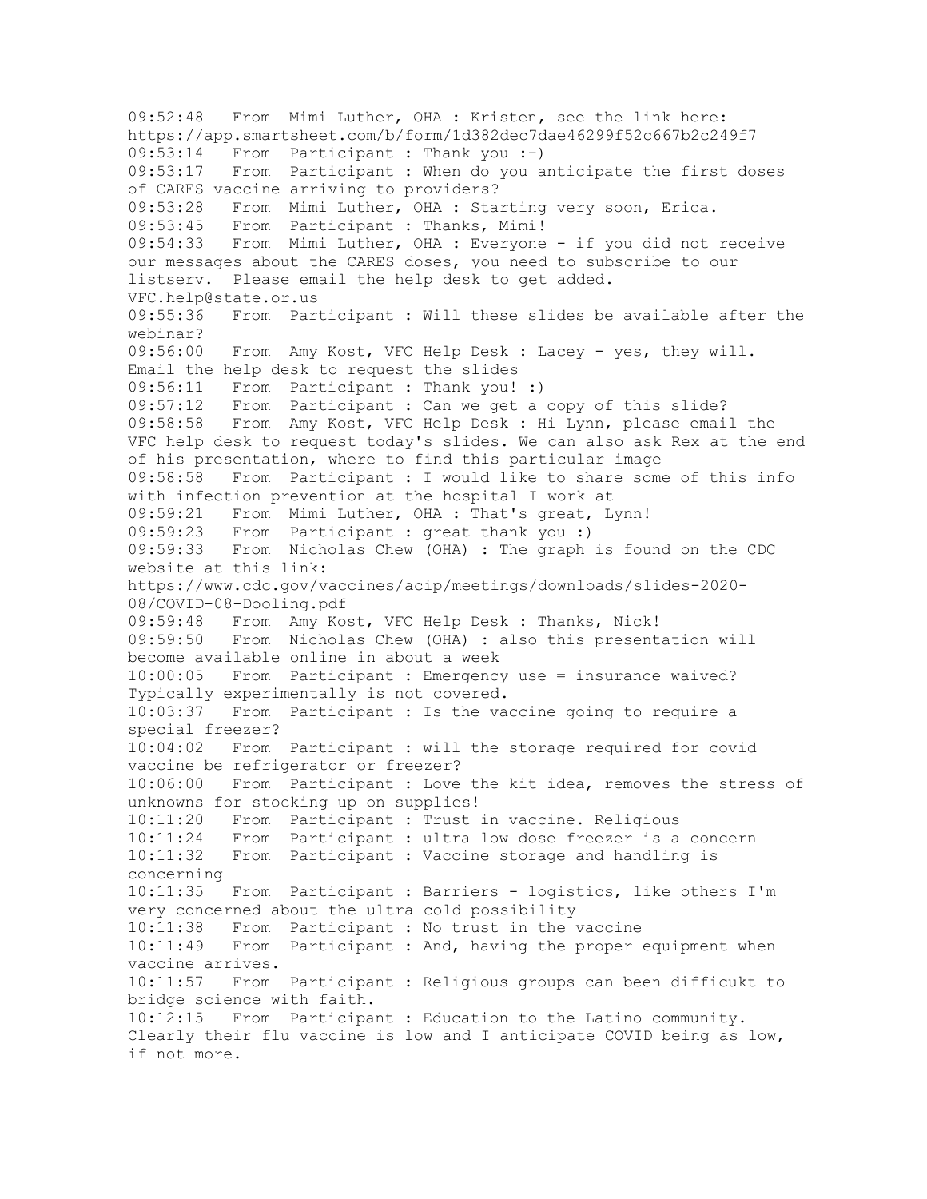09:52:48 From Mimi Luther, OHA : Kristen, see the link here: https://app.smartsheet.com/b/form/1d382dec7dae46299f52c667b2c249f7

09:53:14 From Participant : Thank you :-)

09:53:17 From Participant : When do you anticipate the first doses of CARES vaccine arriving to providers?

09:53:28 From Mimi Luther, OHA : Starting very soon, Erica.

09:53:45 From Participant : Thanks, Mimi!

09:54:33 From Mimi Luther, OHA : Everyone - if you did not receive our messages about the CARES doses, you need to subscribe to our listserv. Please email the help desk to get added. VFC.help@state.or.us

09:55:36 From Participant : Will these slides be available after the webinar?

09:56:00 From Amy Kost, VFC Help Desk : Lacey - yes, they will. Email the help desk to request the slides

09:56:11 From Participant : Thank you! :)

09:57:12 From Participant : Can we get a copy of this slide?

09:58:58 From Amy Kost, VFC Help Desk : Hi Lynn, please email the VFC help desk to request today's slides. We can also ask Rex at the end of his presentation, where to find this particular image

09:58:58 From Participant : I would like to share some of this info with infection prevention at the hospital I work at

09:59:21 From Mimi Luther, OHA : That's great, Lynn!

09:59:23 From Participant : great thank you :)

09:59:33 From Nicholas Chew (OHA) : The graph is found on the CDC website at this link: https://www.cdc.gov/vaccines/acip/meetings/downloads/slides-2020-08/COVID-08-Dooling.pdf

09:59:48 From Amy Kost, VFC Help Desk : Thanks, Nick!

09:59:50 From Nicholas Chew (OHA) : also this presentation will become available online in about a week

10:00:05 From Participant : Emergency use = insurance waived? Typically experimentally is not covered.

10:03:37 From Participant : Is the vaccine going to require a special freezer?

10:04:02 From Participant : will the storage required for covid vaccine be refrigerator or freezer?

10:06:00 From Participant : Love the kit idea, removes the stress of unknowns for stocking up on supplies!

10:11:20 From Participant : Trust in vaccine. Religious

10:11:24 From Participant : ultra low dose freezer is a concern

10:11:32 From Participant : Vaccine storage and handling is concerning

10:11:35 From Participant : Barriers - logistics, like others I'm very concerned about the ultra cold possibility

10:11:38 From Participant : No trust in the vaccine

10:11:49 From Participant : And, having the proper equipment when vaccine arrives.

10:11:57 From Participant : Religious groups can been difficukt to bridge science with faith.

10:12:15 From Participant : Education to the Latino community. Clearly their flu vaccine is low and I anticipate COVID being as low, if not more.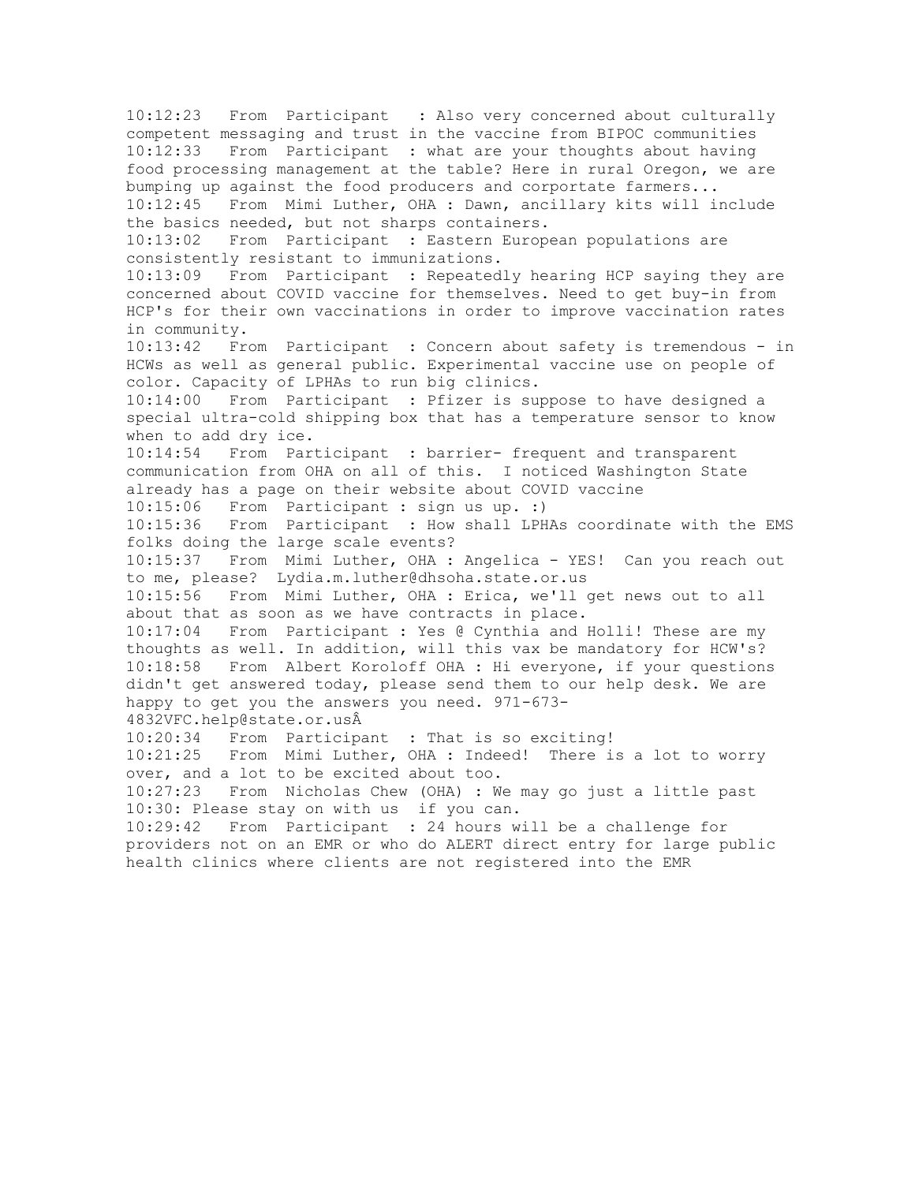10:12:23 From Participant : Also very concerned about culturally competent messaging and trust in the vaccine from BIPOC communities

10:12:33 From Participant : what are your thoughts about having food processing management at the table? Here in rural Oregon, we are bumping up against the food producers and corportate farmers...

10:12:45 From Mimi Luther, OHA : Dawn, ancillary kits will include the basics needed, but not sharps containers.

10:13:02 From Participant : Eastern European populations are consistently resistant to immunizations.

10:13:09 From Participant : Repeatedly hearing HCP saying they are concerned about COVID vaccine for themselves. Need to get buy-in from HCP's for their own vaccinations in order to improve vaccination rates in community.

10:13:42 From Participant : Concern about safety is tremendous - in HCWs as well as general public. Experimental vaccine use on people of color. Capacity of LPHAs to run big clinics.

10:14:00 From Participant : Pfizer is suppose to have designed a special ultra-cold shipping box that has a temperature sensor to know when to add dry ice.

10:14:54 From Participant : barrier- frequent and transparent communication from OHA on all of this. I noticed Washington State already has a page on their website about COVID vaccine

10:15:06 From Participant : sign us up. :)

10:15:36 From Participant : How shall LPHAs coordinate with the EMS folks doing the large scale events?

10:15:37 From Mimi Luther, OHA : Angelica - YES! Can you reach out to me, please? Lydia.m.luther@dhsoha.state.or.us

10:15:56 From Mimi Luther, OHA : Erica, we'll get news out to all about that as soon as we have contracts in place.

10:17:04 From Participant : Yes @ Cynthia and Holli! These are my thoughts as well. In addition, will this vax be mandatory for HCW's?

10:18:58 From Albert Koroloff OHA : Hi everyone, if your questions didn't get answered today, please send them to our help desk. We are happy to get you the answers you need. 971-673-4832VFC.help@state.or.usÂ

10:20:34 From Participant : That is so exciting!

10:21:25 From Mimi Luther, OHA : Indeed! There is a lot to worry over, and a lot to be excited about too.

10:27:23 From Nicholas Chew (OHA) : We may go just a little past 10:30: Please stay on with us if you can.

10:29:42 From Participant : 24 hours will be a challenge for providers not on an EMR or who do ALERT direct entry for large public health clinics where clients are not registered into the EMR